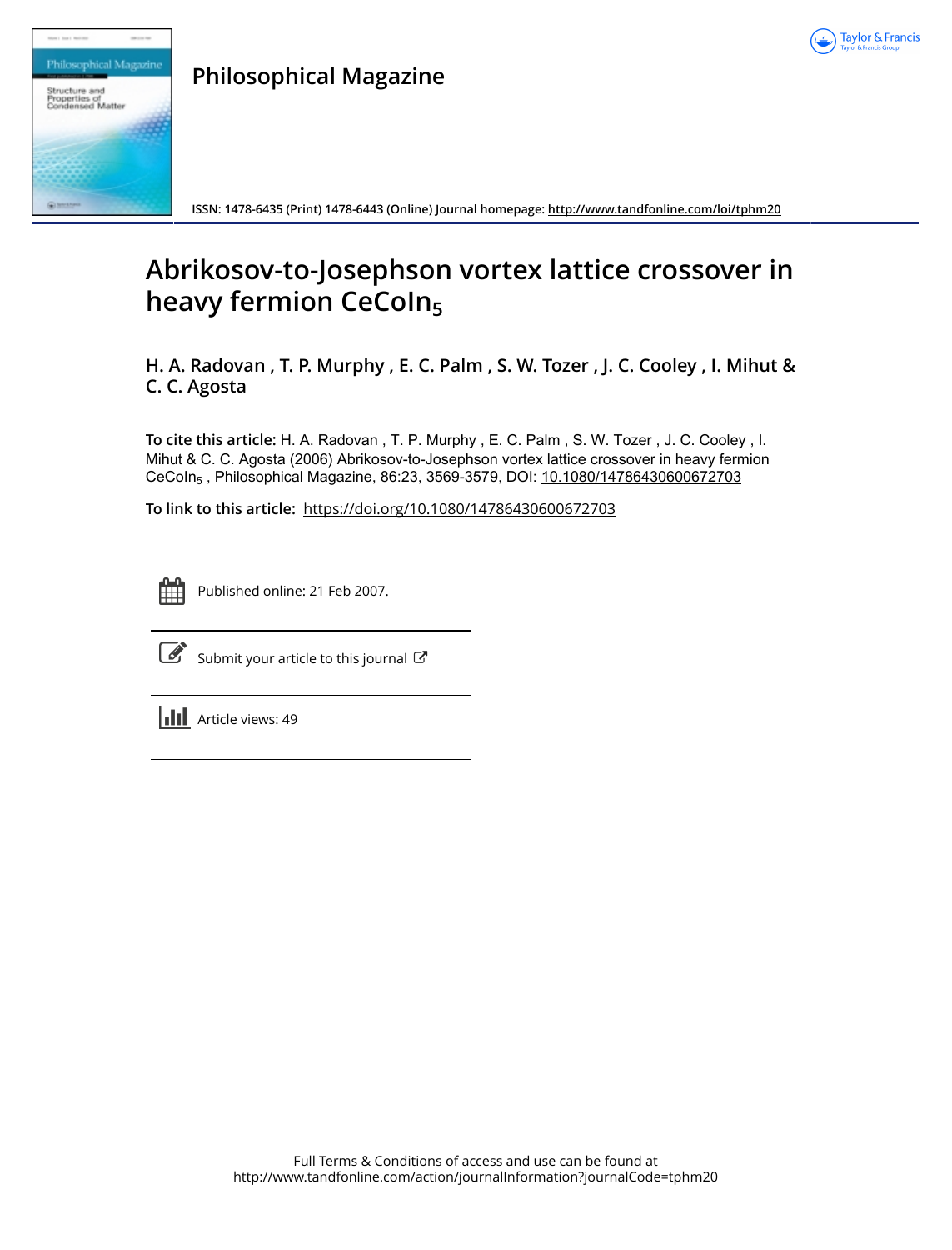# Philosophical Magazine

**ISSN: 1478-6435 (Print) 1478-6443 (Online) Journal homepage: http://www.tandfonline.com/loi/tphm20**

# Abrikosov-to-Josephson vortex lattice crossover in heavy fermion $CeCoIn_5$

**H. A. Radovan , T. P. Murphy , E. C. Palm , S. W. Tozer , J. C. Cooley , I. Mihut & C. C. Agosta**

**To cite this article:** H. A. Radovan , T. P. Murphy , E. C. Palm , S. W. Tozer , J. C. Cooley , I. Mihut & C. C. Agosta (2006) Abrikosov-to-Josephson vortex lattice crossover in heavy fermion $CeCoIn_5$ , Philosophical Magazine, 86:23, 3569-3579, DOI: 10.1080/14786430600672703

**To link to this article:** https://doi.org/10.1080/14786430600672703

Published online: 21 Feb 2007.

Submit your article to this journal

Article views: 49

Full Terms & Conditions of access and use can be found at
http://www.tandfonline.com/action/journalInformation?journalCode=tphm20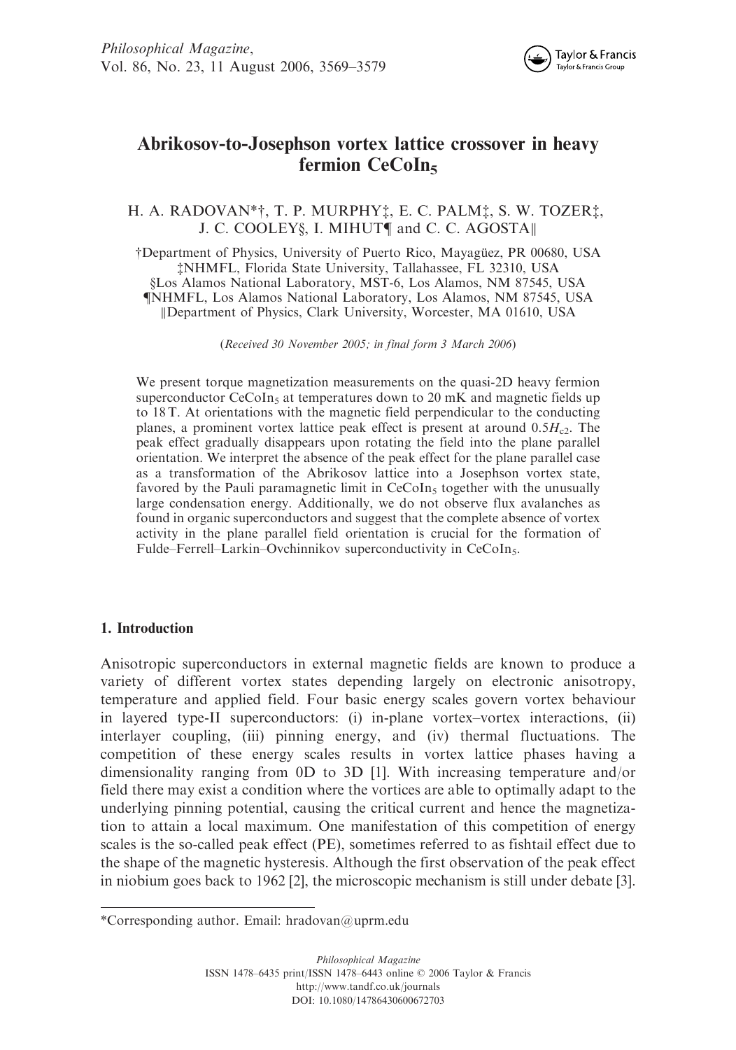# Abrikosov-to-Josephson vortex lattice crossover in heavy fermion $CeCoIn_5$

H. A. RADOVAN*†, T. P. MURPHY‡, E. C. PALM‡, S. W. TOZER‡, J. C. COOLEY§, I. MIHUT¶ and C. C. AGOSTA‖

†Department of Physics, University of Puerto Rico, Mayagüez, PR 00680, USA
‡NHMFL, Florida State University, Tallahassee, FL 32310, USA
§Los Alamos National Laboratory, MST-6, Los Alamos, NM 87545, USA
¶NHMFL, Los Alamos National Laboratory, Los Alamos, NM 87545, USA
‖Department of Physics, Clark University, Worcester, MA 01610, USA

(*Received 30 November 2005; in final form 3 March 2006*)

We present torque magnetization measurements on the quasi-2D heavy fermion superconductor $CeCoIn_5$ at temperatures down to 20 mK and magnetic fields up to 18 T. At orientations with the magnetic field perpendicular to the conducting planes, a prominent vortex lattice peak effect is present at around $0.5H_{c2}$. The peak effect gradually disappears upon rotating the field into the plane parallel orientation. We interpret the absence of the peak effect for the plane parallel case as a transformation of the Abrikosov lattice into a Josephson vortex state, favored by the Pauli paramagnetic limit in $CeCoIn_5$ together with the unusually large condensation energy. Additionally, we do not observe flux avalanches as found in organic superconductors and suggest that the complete absence of vortex activity in the plane parallel field orientation is crucial for the formation of Fulde–Ferrell–Larkin–Ovchinnikov superconductivity in $CeCoIn_5$.

## 1. Introduction

Anisotropic superconductors in external magnetic fields are known to produce a variety of different vortex states depending largely on electronic anisotropy, temperature and applied field. Four basic energy scales govern vortex behaviour in layered type-II superconductors: (i) in-plane vortex–vortex interactions, (ii) interlayer coupling, (iii) pinning energy, and (iv) thermal fluctuations. The competition of these energy scales results in vortex lattice phases having a dimensionality ranging from 0D to 3D [1]. With increasing temperature and/or field there may exist a condition where the vortices are able to optimally adapt to the underlying pinning potential, causing the critical current and hence the magnetization to attain a local maximum. One manifestation of this competition of energy scales is the so-called peak effect (PE), sometimes referred to as fishtail effect due to the shape of the magnetic hysteresis. Although the first observation of the peak effect in niobium goes back to 1962 [2], the microscopic mechanism is still under debate [3].

*Corresponding author. Email: hradovan@uprm.edu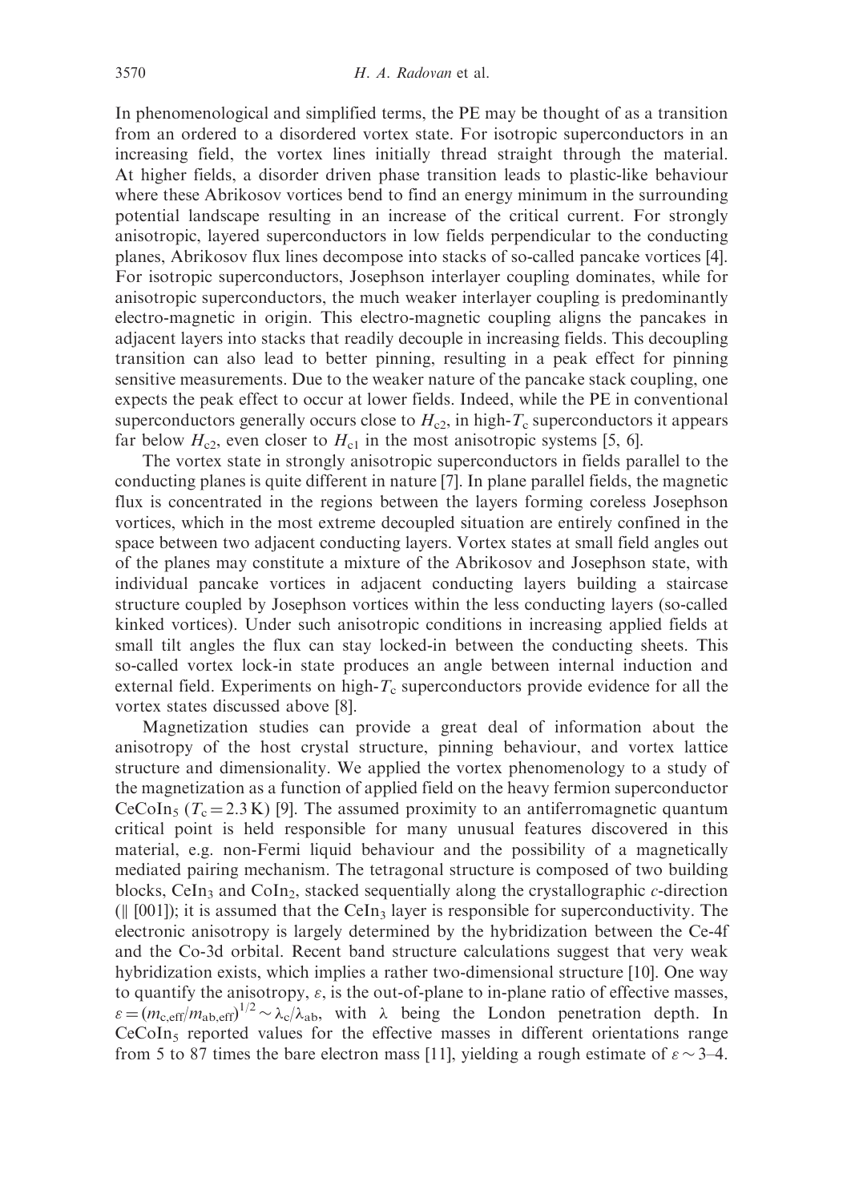In phenomenological and simplified terms, the PE may be thought of as a transition from an ordered to a disordered vortex state. For isotropic superconductors in an increasing field, the vortex lines initially thread straight through the material. At higher fields, a disorder driven phase transition leads to plastic-like behaviour where these Abrikosov vortices bend to find an energy minimum in the surrounding potential landscape resulting in an increase of the critical current. For strongly anisotropic, layered superconductors in low fields perpendicular to the conducting planes, Abrikosov flux lines decompose into stacks of so-called pancake vortices [4]. For isotropic superconductors, Josephson interlayer coupling dominates, while for anisotropic superconductors, the much weaker interlayer coupling is predominantly electro-magnetic in origin. This electro-magnetic coupling aligns the pancakes in adjacent layers into stacks that readily decouple in increasing fields. This decoupling transition can also lead to better pinning, resulting in a peak effect for pinning sensitive measurements. Due to the weaker nature of the pancake stack coupling, one expects the peak effect to occur at lower fields. Indeed, while the PE in conventional superconductors generally occurs close to $H_{c2}$, in high-$T_c$ superconductors it appears far below $H_{c2}$, even closer to $H_{c1}$ in the most anisotropic systems [5, 6].

The vortex state in strongly anisotropic superconductors in fields parallel to the conducting planes is quite different in nature [7]. In plane parallel fields, the magnetic flux is concentrated in the regions between the layers forming coreless Josephson vortices, which in the most extreme decoupled situation are entirely confined in the space between two adjacent conducting layers. Vortex states at small field angles out of the planes may constitute a mixture of the Abrikosov and Josephson state, with individual pancake vortices in adjacent conducting layers building a staircase structure coupled by Josephson vortices within the less conducting layers (so-called kinked vortices). Under such anisotropic conditions in increasing applied fields at small tilt angles the flux can stay locked-in between the conducting sheets. This so-called vortex lock-in state produces an angle between internal induction and external field. Experiments on high-$T_c$ superconductors provide evidence for all the vortex states discussed above [8].

Magnetization studies can provide a great deal of information about the anisotropy of the host crystal structure, pinning behaviour, and vortex lattice structure and dimensionality. We applied the vortex phenomenology to a study of the magnetization as a function of applied field on the heavy fermion superconductor $CeCoIn_5$ ($T_c = 2.3$ K) [9]. The assumed proximity to an antiferromagnetic quantum critical point is held responsible for many unusual features discovered in this material, e.g. non-Fermi liquid behaviour and the possibility of a magnetically mediated pairing mechanism. The tetragonal structure is composed of two building blocks, $CeIn_3$ and $CoIn_2$, stacked sequentially along the crystallographic $c$-direction ($\parallel$ [001]); it is assumed that the $CeIn_3$ layer is responsible for superconductivity. The electronic anisotropy is largely determined by the hybridization between the Ce-4f and the Co-3d orbital. Recent band structure calculations suggest that very weak hybridization exists, which implies a rather two-dimensional structure [10]. One way to quantify the anisotropy, $\varepsilon$, is the out-of-plane to in-plane ratio of effective masses, $\varepsilon = (m_{c,\text{eff}}/m_{ab,\text{eff}})^{1/2} \sim \lambda_c/\lambda_{ab}$, with $\lambda$ being the London penetration depth. In $CeCoIn_5$ reported values for the effective masses in different orientations range from 5 to 87 times the bare electron mass [11], yielding a rough estimate of $\varepsilon \sim 3$–$4$.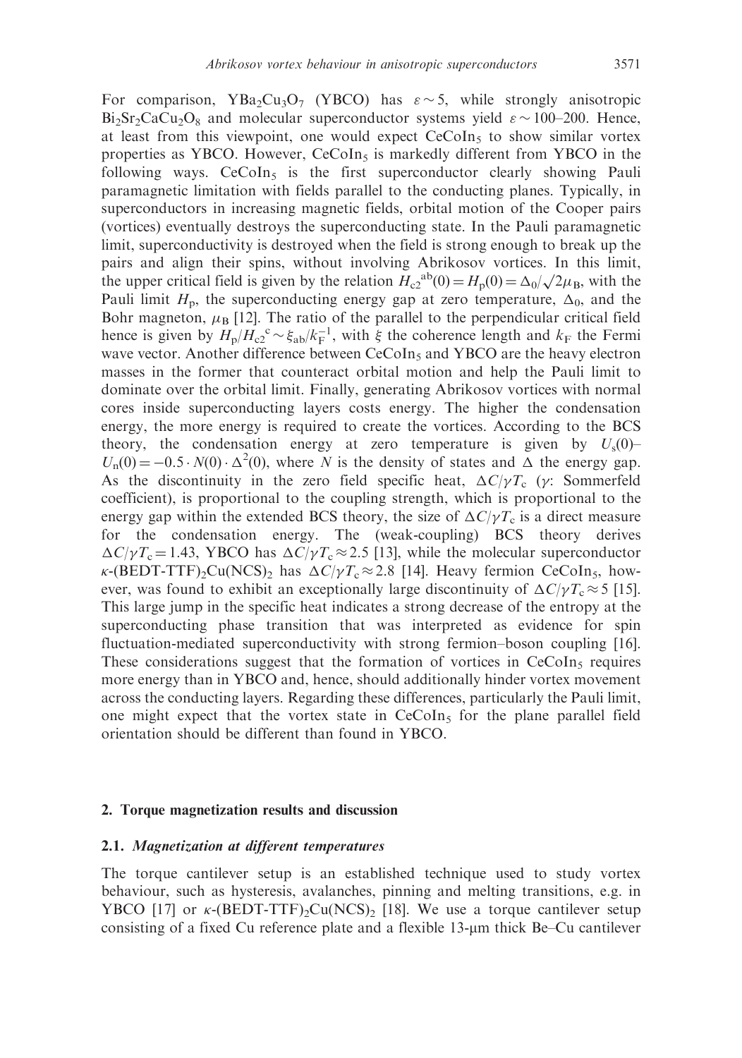For comparison, $YBa_2Cu_3O_7$ (YBCO) has $\varepsilon \sim 5$, while strongly anisotropic $Bi_2Sr_2CaCu_2O_8$ and molecular superconductor systems yield $\varepsilon \sim 100$–200. Hence, at least from this viewpoint, one would expect $CeCoIn_5$ to show similar vortex properties as YBCO. However, $CeCoIn_5$ is markedly different from YBCO in the following ways. $CeCoIn_5$ is the first superconductor clearly showing Pauli paramagnetic limitation with fields parallel to the conducting planes. Typically, in superconductors in increasing magnetic fields, orbital motion of the Cooper pairs (vortices) eventually destroys the superconducting state. In the Pauli paramagnetic limit, superconductivity is destroyed when the field is strong enough to break up the pairs and align their spins, without involving Abrikosov vortices. In this limit, the upper critical field is given by the relation $H_{c2}^{ab}(0) = H_p(0) = \Delta_0/\sqrt{2}\mu_B$, with the Pauli limit $H_p$, the superconducting energy gap at zero temperature, $\Delta_0$, and the Bohr magneton, $\mu_B$ [12]. The ratio of the parallel to the perpendicular critical field hence is given by $H_p/H_{c2}^{c} \sim \xi_{ab}/k_F^{-1}$, with $\xi$ the coherence length and $k_F$ the Fermi wave vector. Another difference between $CeCoIn_5$ and YBCO are the heavy electron masses in the former that counteract orbital motion and help the Pauli limit to dominate over the orbital limit. Finally, generating Abrikosov vortices with normal cores inside superconducting layers costs energy. The higher the condensation energy, the more energy is required to create the vortices. According to the BCS theory, the condensation energy at zero temperature is given by $U_s(0)$–$U_n(0) = -0.5 \cdot N(0) \cdot \Delta^2(0)$, where $N$ is the density of states and $\Delta$ the energy gap. As the discontinuity in the zero field specific heat, $\Delta C/\gamma T_c$ ($\gamma$: Sommerfeld coefficient), is proportional to the coupling strength, which is proportional to the energy gap within the extended BCS theory, the size of $\Delta C/\gamma T_c$ is a direct measure for the condensation energy. The (weak-coupling) BCS theory derives $\Delta C/\gamma T_c = 1.43$, YBCO has $\Delta C/\gamma T_c \approx 2.5$ [13], while the molecular superconductor $\kappa$-(BEDT-TTF)$_2$Cu(NCS)$_2$ has $\Delta C/\gamma T_c \approx 2.8$ [14]. Heavy fermion $CeCoIn_5$, however, was found to exhibit an exceptionally large discontinuity of $\Delta C/\gamma T_c \approx 5$ [15]. This large jump in the specific heat indicates a strong decrease of the entropy at the superconducting phase transition that was interpreted as evidence for spin fluctuation-mediated superconductivity with strong fermion–boson coupling [16]. These considerations suggest that the formation of vortices in $CeCoIn_5$ requires more energy than in YBCO and, hence, should additionally hinder vortex movement across the conducting layers. Regarding these differences, particularly the Pauli limit, one might expect that the vortex state in $CeCoIn_5$ for the plane parallel field orientation should be different than found in YBCO.

## 2. Torque magnetization results and discussion

### 2.1. *Magnetization at different temperatures*

The torque cantilever setup is an established technique used to study vortex behaviour, such as hysteresis, avalanches, pinning and melting transitions, e.g. in YBCO [17] or $\kappa$-(BEDT-TTF)$_2$Cu(NCS)$_2$ [18]. We use a torque cantilever setup consisting of a fixed Cu reference plate and a flexible 13-μm thick Be–Cu cantilever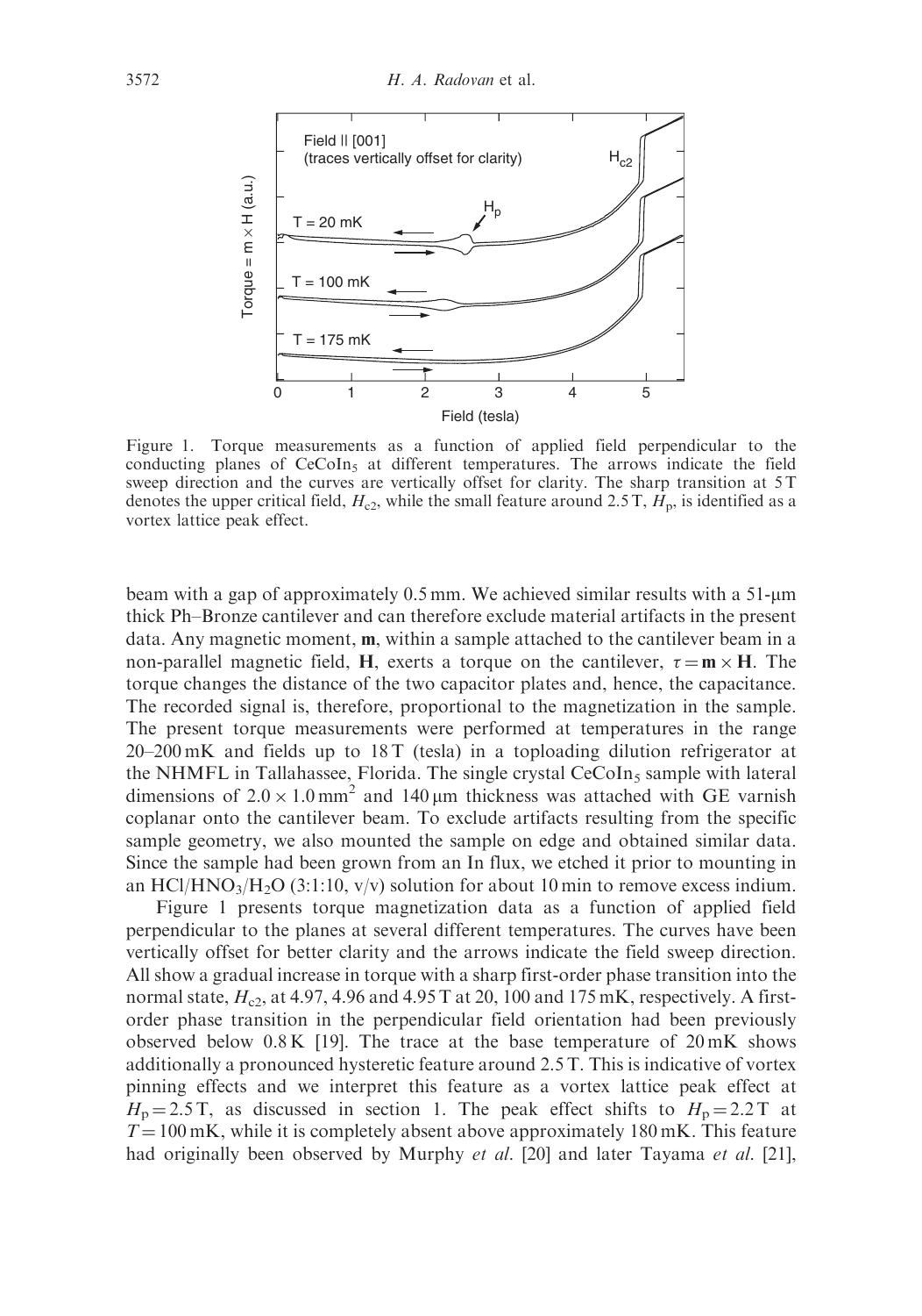Figure 1. Torque measurements as a function of applied field perpendicular to the conducting planes of $CeCoIn_5$ at different temperatures. The arrows indicate the field sweep direction and the curves are vertically offset for clarity. The sharp transition at 5 T denotes the upper critical field, $H_{c2}$, while the small feature around 2.5 T, $H_p$, is identified as a vortex lattice peak effect.

beam with a gap of approximately 0.5 mm. We achieved similar results with a 51-μm thick Ph–Bronze cantilever and can therefore exclude material artifacts in the present data. Any magnetic moment, **m**, within a sample attached to the cantilever beam in a non-parallel magnetic field, **H**, exerts a torque on the cantilever, $\tau = \mathbf{m} \times \mathbf{H}$. The torque changes the distance of the two capacitor plates and, hence, the capacitance. The recorded signal is, therefore, proportional to the magnetization in the sample. The present torque measurements were performed at temperatures in the range 20–200 mK and fields up to 18 T (tesla) in a toploading dilution refrigerator at the NHMFL in Tallahassee, Florida. The single crystal $CeCoIn_5$ sample with lateral dimensions of $2.0 \times 1.0\,\mathrm{mm}^2$ and 140 μm thickness was attached with GE varnish coplanar onto the cantilever beam. To exclude artifacts resulting from the specific sample geometry, we also mounted the sample on edge and obtained similar data. Since the sample had been grown from an In flux, we etched it prior to mounting in an $HCl/HNO_3/H_2O$ (3:1:10, v/v) solution for about 10 min to remove excess indium.

Figure 1 presents torque magnetization data as a function of applied field perpendicular to the planes at several different temperatures. The curves have been vertically offset for better clarity and the arrows indicate the field sweep direction. All show a gradual increase in torque with a sharp first-order phase transition into the normal state, $H_{c2}$, at 4.97, 4.96 and 4.95 T at 20, 100 and 175 mK, respectively. A first-order phase transition in the perpendicular field orientation had been previously observed below 0.8 K [19]. The trace at the base temperature of 20 mK shows additionally a pronounced hysteretic feature around 2.5 T. This is indicative of vortex pinning effects and we interpret this feature as a vortex lattice peak effect at $H_p = 2.5$ T, as discussed in section 1. The peak effect shifts to $H_p = 2.2$ T at $T = 100$ mK, while it is completely absent above approximately 180 mK. This feature had originally been observed by Murphy *et al.* [20] and later Tayama *et al.* [21],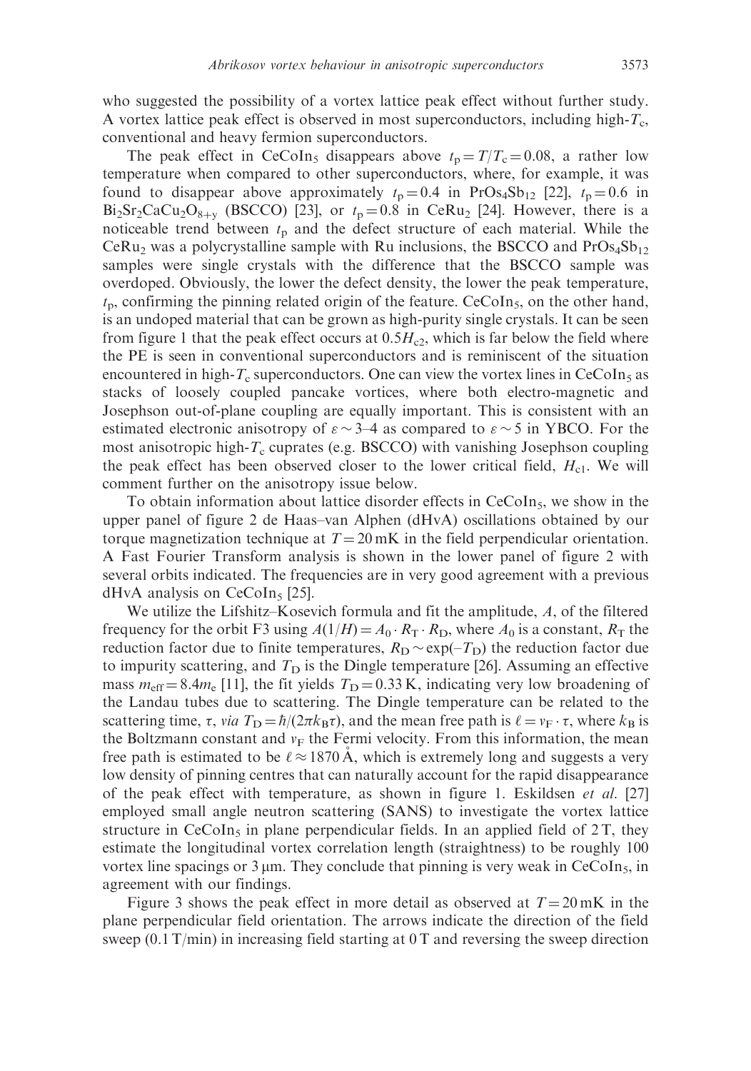who suggested the possibility of a vortex lattice peak effect without further study. A vortex lattice peak effect is observed in most superconductors, including high-$T_c$, conventional and heavy fermion superconductors.

The peak effect in $CeCoIn_5$ disappears above $t_p = T/T_c = 0.08$, a rather low temperature when compared to other superconductors, where, for example, it was found to disappear above approximately $t_p = 0.4$ in $PrOs_4Sb_{12}$ [22], $t_p = 0.6$ in $Bi_2Sr_2CaCu_2O_{8+y}$ (BSCCO) [23], or $t_p = 0.8$ in $CeRu_2$ [24]. However, there is a noticeable trend between $t_p$ and the defect structure of each material. While the $CeRu_2$ was a polycrystalline sample with Ru inclusions, the BSCCO and $PrOs_4Sb_{12}$ samples were single crystals with the difference that the BSCCO sample was overdoped. Obviously, the lower the defect density, the lower the peak temperature, $t_p$, confirming the pinning related origin of the feature. $CeCoIn_5$, on the other hand, is an undoped material that can be grown as high-purity single crystals. It can be seen from figure 1 that the peak effect occurs at $0.5H_{c2}$, which is far below the field where the PE is seen in conventional superconductors and is reminiscent of the situation encountered in high-$T_c$ superconductors. One can view the vortex lines in $CeCoIn_5$ as stacks of loosely coupled pancake vortices, where both electro-magnetic and Josephson out-of-plane coupling are equally important. This is consistent with an estimated electronic anisotropy of $\varepsilon \sim 3$–4 as compared to $\varepsilon \sim 5$ in YBCO. For the most anisotropic high-$T_c$ cuprates (e.g. BSCCO) with vanishing Josephson coupling the peak effect has been observed closer to the lower critical field, $H_{c1}$. We will comment further on the anisotropy issue below.

To obtain information about lattice disorder effects in $CeCoIn_5$, we show in the upper panel of figure 2 de Haas–van Alphen (dHvA) oscillations obtained by our torque magnetization technique at $T = 20\,\mathrm{mK}$ in the field perpendicular orientation. A Fast Fourier Transform analysis is shown in the lower panel of figure 2 with several orbits indicated. The frequencies are in very good agreement with a previous dHvA analysis on $CeCoIn_5$ [25].

We utilize the Lifshitz–Kosevich formula and fit the amplitude, $A$, of the filtered frequency for the orbit F3 using $A(1/H) = A_0 \cdot R_T \cdot R_D$, where $A_0$ is a constant, $R_T$ the reduction factor due to finite temperatures, $R_D \sim \exp(-T_D)$ the reduction factor due to impurity scattering, and $T_D$ is the Dingle temperature [26]. Assuming an effective mass $m_{\mathrm{eff}} = 8.4m_e$ [11], the fit yields $T_D = 0.33\,\mathrm{K}$, indicating very low broadening of the Landau tubes due to scattering. The Dingle temperature can be related to the scattering time, $\tau$, *via* $T_D = \hbar/(2\pi k_B \tau)$, and the mean free path is $\ell = v_F \cdot \tau$, where $k_B$ is the Boltzmann constant and $v_F$ the Fermi velocity. From this information, the mean free path is estimated to be $\ell \approx 1870\,\text{Å}$, which is extremely long and suggests a very low density of pinning centres that can naturally account for the rapid disappearance of the peak effect with temperature, as shown in figure 1. Eskildsen *et al.* [27] employed small angle neutron scattering (SANS) to investigate the vortex lattice structure in $CeCoIn_5$ in plane perpendicular fields. In an applied field of 2 T, they estimate the longitudinal vortex correlation length (straightness) to be roughly 100 vortex line spacings or 3 μm. They conclude that pinning is very weak in $CeCoIn_5$, in agreement with our findings.

Figure 3 shows the peak effect in more detail as observed at $T = 20\,\mathrm{mK}$ in the plane perpendicular field orientation. The arrows indicate the direction of the field sweep (0.1 T/min) in increasing field starting at 0 T and reversing the sweep direction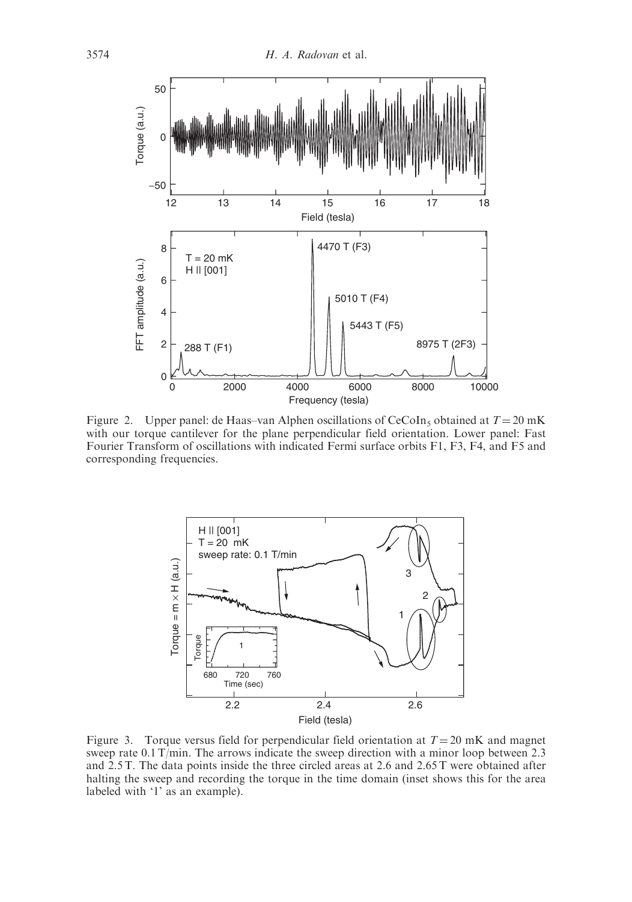Figure 2. Upper panel: de Haas–van Alphen oscillations of $CeCoIn_5$ obtained at $T = 20$ mK with our torque cantilever for the plane perpendicular field orientation. Lower panel: Fast Fourier Transform of oscillations with indicated Fermi surface orbits F1, F3, F4, and F5 and corresponding frequencies.

Figure 3. Torque versus field for perpendicular field orientation at $T = 20$ mK and magnet sweep rate 0.1 T/min. The arrows indicate the sweep direction with a minor loop between 2.3 and 2.5 T. The data points inside the three circled areas at 2.6 and 2.65 T were obtained after halting the sweep and recording the torque in the time domain (inset shows this for the area labeled with '1' as an example).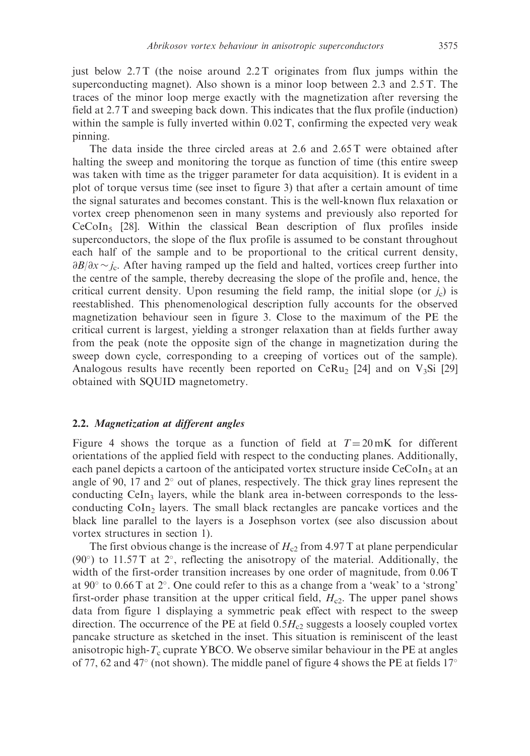just below 2.7 T (the noise around 2.2 T originates from flux jumps within the superconducting magnet). Also shown is a minor loop between 2.3 and 2.5 T. The traces of the minor loop merge exactly with the magnetization after reversing the field at 2.7 T and sweeping back down. This indicates that the flux profile (induction) within the sample is fully inverted within 0.02 T, confirming the expected very weak pinning.

The data inside the three circled areas at 2.6 and 2.65 T were obtained after halting the sweep and monitoring the torque as function of time (this entire sweep was taken with time as the trigger parameter for data acquisition). It is evident in a plot of torque versus time (see inset to figure 3) that after a certain amount of time the signal saturates and becomes constant. This is the well-known flux relaxation or vortex creep phenomenon seen in many systems and previously also reported for $CeCoIn_5$ [28]. Within the classical Bean description of flux profiles inside superconductors, the slope of the flux profile is assumed to be constant throughout each half of the sample and to be proportional to the critical current density, $\partial B/\partial x \sim j_c$. After having ramped up the field and halted, vortices creep further into the centre of the sample, thereby decreasing the slope of the profile and, hence, the critical current density. Upon resuming the field ramp, the initial slope (or $j_c$) is reestablished. This phenomenological description fully accounts for the observed magnetization behaviour seen in figure 3. Close to the maximum of the PE the critical current is largest, yielding a stronger relaxation than at fields further away from the peak (note the opposite sign of the change in magnetization during the sweep down cycle, corresponding to a creeping of vortices out of the sample). Analogous results have recently been reported on $CeRu_2$ [24] and on $V_3Si$ [29] obtained with SQUID magnetometry.

### 2.2. *Magnetization at different angles*

Figure 4 shows the torque as a function of field at $T = 20$ mK for different orientations of the applied field with respect to the conducting planes. Additionally, each panel depicts a cartoon of the anticipated vortex structure inside $CeCoIn_5$ at an angle of 90, 17 and 2° out of planes, respectively. The thick gray lines represent the conducting $CeIn_3$ layers, while the blank area in-between corresponds to the less-conducting $CoIn_2$ layers. The small black rectangles are pancake vortices and the black line parallel to the layers is a Josephson vortex (see also discussion about vortex structures in section 1).

The first obvious change is the increase of $H_{c2}$ from 4.97 T at plane perpendicular (90°) to 11.57 T at 2°, reflecting the anisotropy of the material. Additionally, the width of the first-order transition increases by one order of magnitude, from 0.06 T at 90° to 0.66 T at 2°. One could refer to this as a change from a 'weak' to a 'strong' first-order phase transition at the upper critical field, $H_{c2}$. The upper panel shows data from figure 1 displaying a symmetric peak effect with respect to the sweep direction. The occurrence of the PE at field $0.5H_{c2}$ suggests a loosely coupled vortex pancake structure as sketched in the inset. This situation is reminiscent of the least anisotropic high-$T_c$ cuprate YBCO. We observe similar behaviour in the PE at angles of 77, 62 and 47° (not shown). The middle panel of figure 4 shows the PE at fields 17°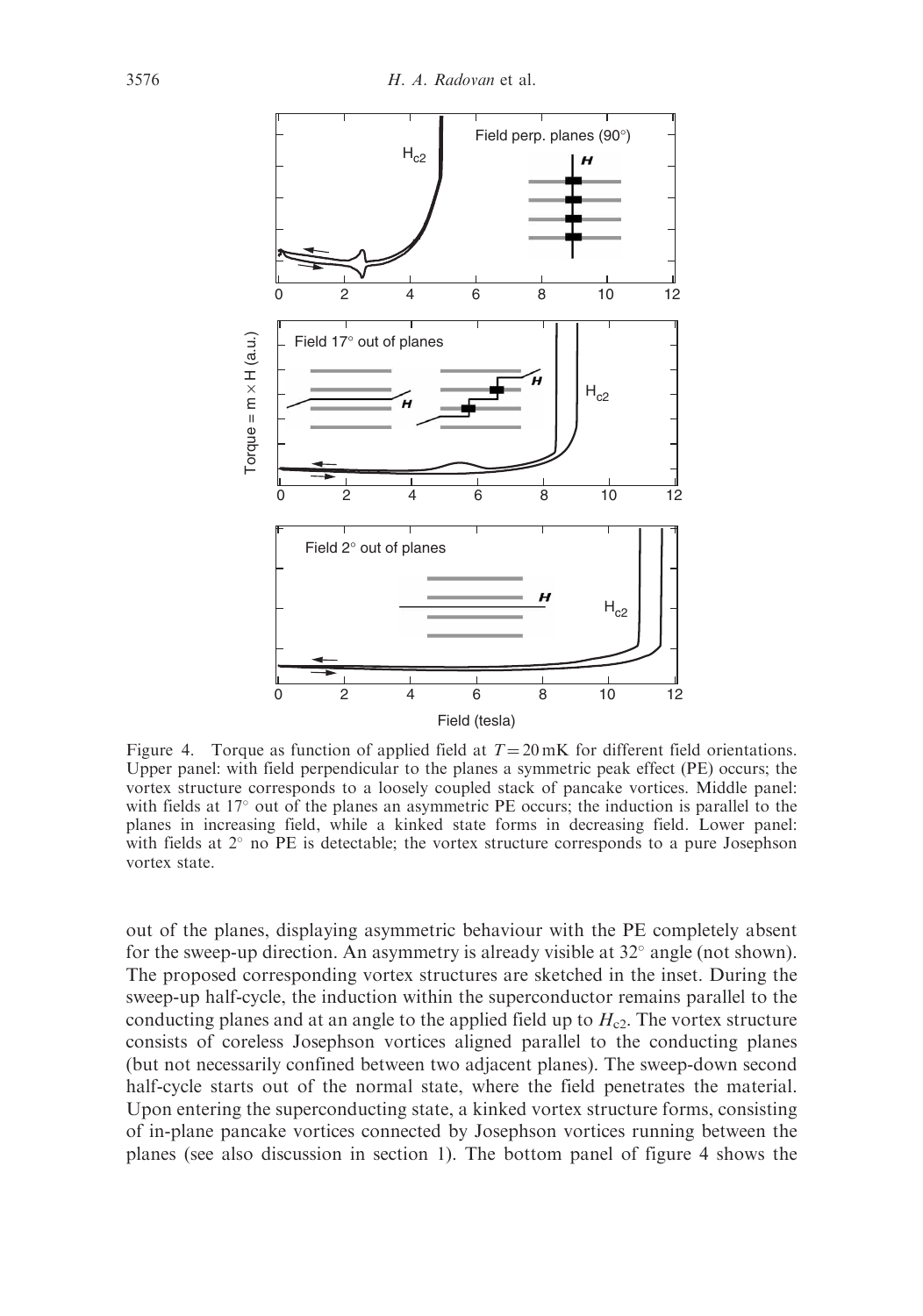Figure 4. Torque as function of applied field at $T = 20\,\text{mK}$ for different field orientations. Upper panel: with field perpendicular to the planes a symmetric peak effect (PE) occurs; the vortex structure corresponds to a loosely coupled stack of pancake vortices. Middle panel: with fields at 17° out of the planes an asymmetric PE occurs; the induction is parallel to the planes in increasing field, while a kinked state forms in decreasing field. Lower panel: with fields at 2° no PE is detectable; the vortex structure corresponds to a pure Josephson vortex state.

out of the planes, displaying asymmetric behaviour with the PE completely absent for the sweep-up direction. An asymmetry is already visible at 32° angle (not shown). The proposed corresponding vortex structures are sketched in the inset. During the sweep-up half-cycle, the induction within the superconductor remains parallel to the conducting planes and at an angle to the applied field up to $H_{c2}$. The vortex structure consists of coreless Josephson vortices aligned parallel to the conducting planes (but not necessarily confined between two adjacent planes). The sweep-down second half-cycle starts out of the normal state, where the field penetrates the material. Upon entering the superconducting state, a kinked vortex structure forms, consisting of in-plane pancake vortices connected by Josephson vortices running between the planes (see also discussion in section 1). The bottom panel of figure 4 shows the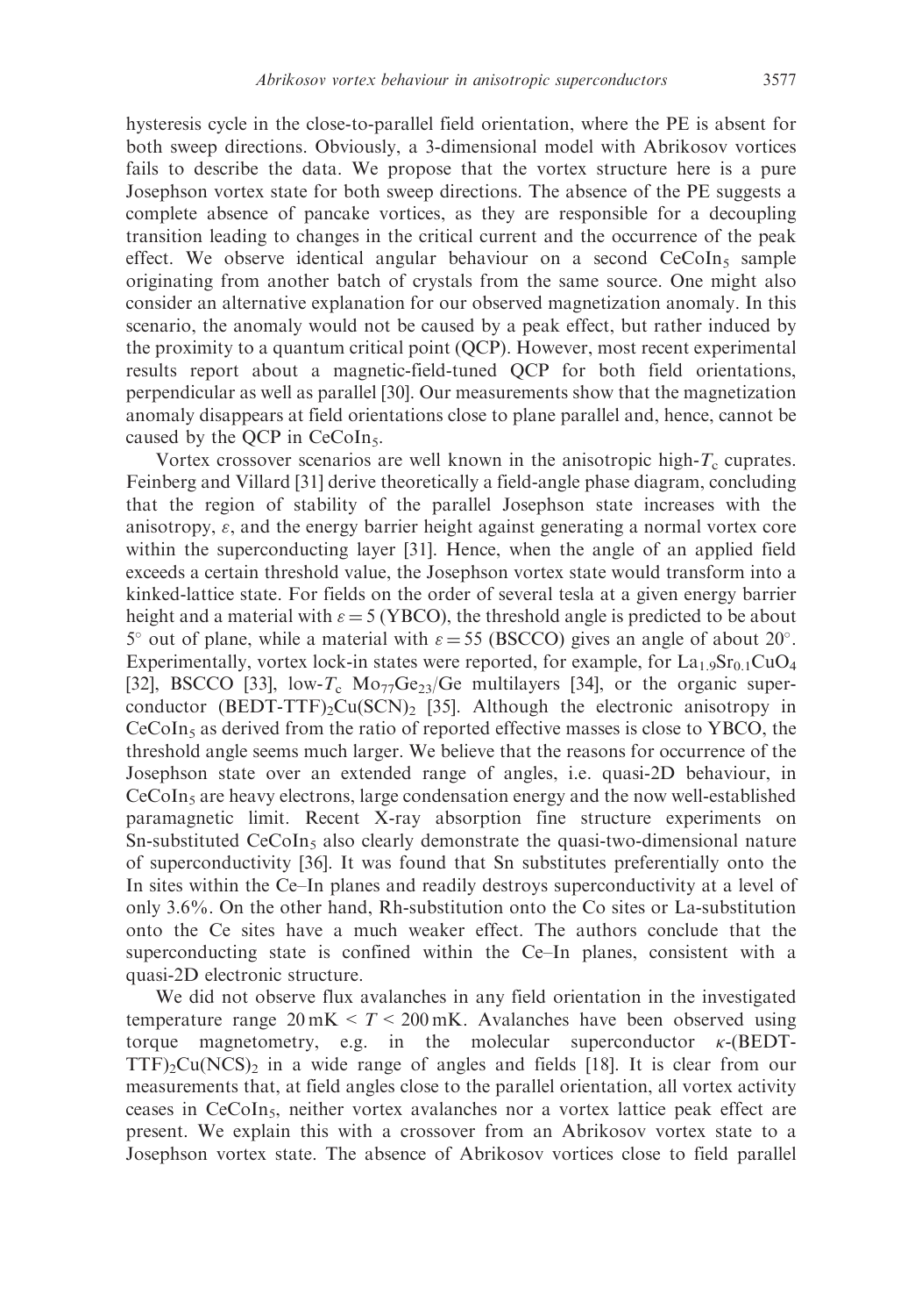hysteresis cycle in the close-to-parallel field orientation, where the PE is absent for both sweep directions. Obviously, a 3-dimensional model with Abrikosov vortices fails to describe the data. We propose that the vortex structure here is a pure Josephson vortex state for both sweep directions. The absence of the PE suggests a complete absence of pancake vortices, as they are responsible for a decoupling transition leading to changes in the critical current and the occurrence of the peak effect. We observe identical angular behaviour on a second $CeCoIn_5$ sample originating from another batch of crystals from the same source. One might also consider an alternative explanation for our observed magnetization anomaly. In this scenario, the anomaly would not be caused by a peak effect, but rather induced by the proximity to a quantum critical point (QCP). However, most recent experimental results report about a magnetic-field-tuned QCP for both field orientations, perpendicular as well as parallel [30]. Our measurements show that the magnetization anomaly disappears at field orientations close to plane parallel and, hence, cannot be caused by the QCP in $CeCoIn_5$.

Vortex crossover scenarios are well known in the anisotropic high-$T_c$ cuprates. Feinberg and Villard [31] derive theoretically a field-angle phase diagram, concluding that the region of stability of the parallel Josephson state increases with the anisotropy, $\varepsilon$, and the energy barrier height against generating a normal vortex core within the superconducting layer [31]. Hence, when the angle of an applied field exceeds a certain threshold value, the Josephson vortex state would transform into a kinked-lattice state. For fields on the order of several tesla at a given energy barrier height and a material with $\varepsilon = 5$ (YBCO), the threshold angle is predicted to be about $5^\circ$ out of plane, while a material with $\varepsilon = 55$ (BSCCO) gives an angle of about $20^\circ$. Experimentally, vortex lock-in states were reported, for example, for $La_{1.9}Sr_{0.1}CuO_4$ [32], BSCCO [33], low-$T_c$ $Mo_{77}Ge_{23}$/Ge multilayers [34], or the organic superconductor $(BEDT\text{-}TTF)_2Cu(SCN)_2$ [35]. Although the electronic anisotropy in $CeCoIn_5$ as derived from the ratio of reported effective masses is close to YBCO, the threshold angle seems much larger. We believe that the reasons for occurrence of the Josephson state over an extended range of angles, i.e. quasi-2D behaviour, in $CeCoIn_5$ are heavy electrons, large condensation energy and the now well-established paramagnetic limit. Recent X-ray absorption fine structure experiments on Sn-substituted $CeCoIn_5$ also clearly demonstrate the quasi-two-dimensional nature of superconductivity [36]. It was found that Sn substitutes preferentially onto the In sites within the Ce–In planes and readily destroys superconductivity at a level of only 3.6%. On the other hand, Rh-substitution onto the Co sites or La-substitution onto the Ce sites have a much weaker effect. The authors conclude that the superconducting state is confined within the Ce–In planes, consistent with a quasi-2D electronic structure.

We did not observe flux avalanches in any field orientation in the investigated temperature range $20\,\text{mK} < T < 200\,\text{mK}$. Avalanches have been observed using torque magnetometry, e.g. in the molecular superconductor $\kappa$-$(BEDT\text{-}TTF)_2Cu(NCS)_2$ in a wide range of angles and fields [18]. It is clear from our measurements that, at field angles close to the parallel orientation, all vortex activity ceases in $CeCoIn_5$, neither vortex avalanches nor a vortex lattice peak effect are present. We explain this with a crossover from an Abrikosov vortex state to a Josephson vortex state. The absence of Abrikosov vortices close to field parallel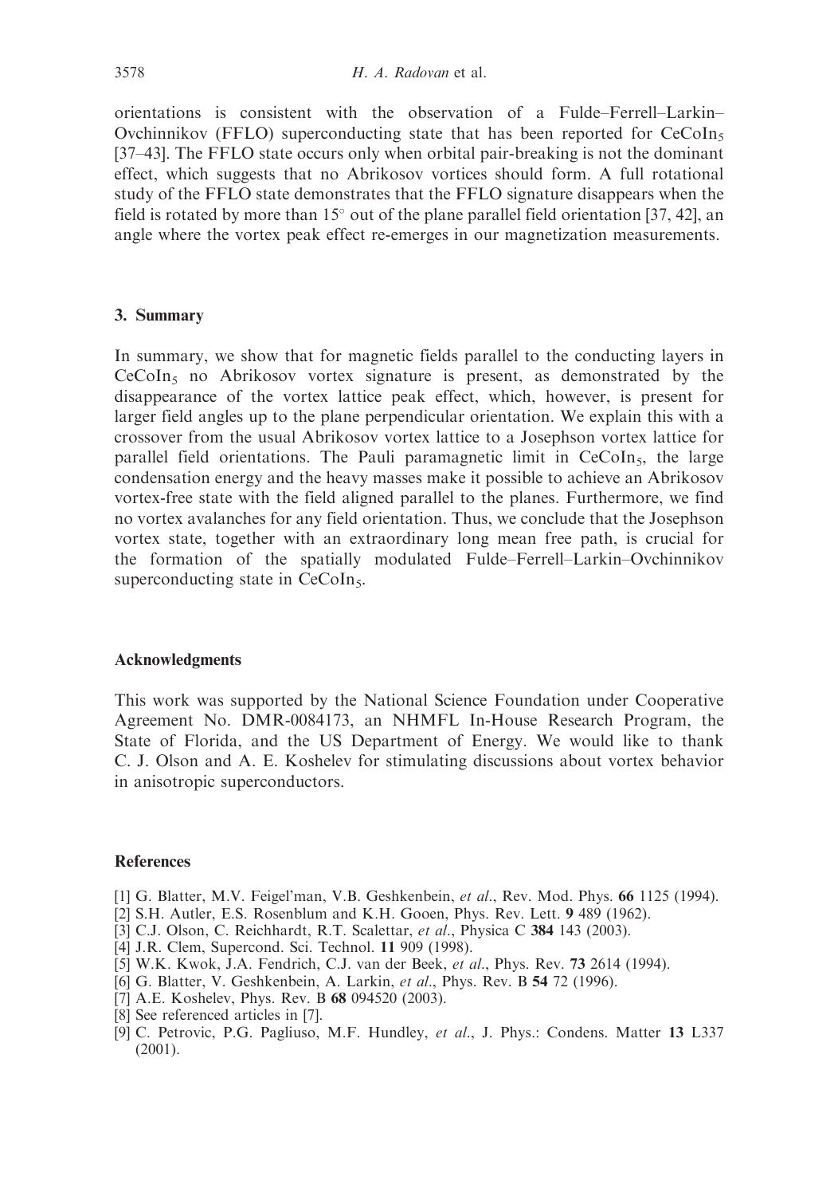orientations is consistent with the observation of a Fulde–Ferrell–Larkin–Ovchinnikov (FFLO) superconducting state that has been reported for $CeCoIn_5$ [37–43]. The FFLO state occurs only when orbital pair-breaking is not the dominant effect, which suggests that no Abrikosov vortices should form. A full rotational study of the FFLO state demonstrates that the FFLO signature disappears when the field is rotated by more than $15^\circ$ out of the plane parallel field orientation [37, 42], an angle where the vortex peak effect re-emerges in our magnetization measurements.

## 3. Summary

In summary, we show that for magnetic fields parallel to the conducting layers in $CeCoIn_5$ no Abrikosov vortex signature is present, as demonstrated by the disappearance of the vortex lattice peak effect, which, however, is present for larger field angles up to the plane perpendicular orientation. We explain this with a crossover from the usual Abrikosov vortex lattice to a Josephson vortex lattice for parallel field orientations. The Pauli paramagnetic limit in $CeCoIn_5$, the large condensation energy and the heavy masses make it possible to achieve an Abrikosov vortex-free state with the field aligned parallel to the planes. Furthermore, we find no vortex avalanches for any field orientation. Thus, we conclude that the Josephson vortex state, together with an extraordinary long mean free path, is crucial for the formation of the spatially modulated Fulde–Ferrell–Larkin–Ovchinnikov superconducting state in $CeCoIn_5$.

## Acknowledgments

This work was supported by the National Science Foundation under Cooperative Agreement No. DMR-0084173, an NHMFL In-House Research Program, the State of Florida, and the US Department of Energy. We would like to thank C. J. Olson and A. E. Koshelev for stimulating discussions about vortex behavior in anisotropic superconductors.

## References

[1] G. Blatter, M.V. Feigel'man, V.B. Geshkenbein, *et al.*, Rev. Mod. Phys. **66** 1125 (1994).
[2] S.H. Autler, E.S. Rosenblum and K.H. Gooen, Phys. Rev. Lett. **9** 489 (1962).
[3] C.J. Olson, C. Reichhardt, R.T. Scalettar, *et al.*, Physica C **384** 143 (2003).
[4] J.R. Clem, Supercond. Sci. Technol. **11** 909 (1998).
[5] W.K. Kwok, J.A. Fendrich, C.J. van der Beek, *et al.*, Phys. Rev. **73** 2614 (1994).
[6] G. Blatter, V. Geshkenbein, A. Larkin, *et al.*, Phys. Rev. B **54** 72 (1996).
[7] A.E. Koshelev, Phys. Rev. B **68** 094520 (2003).
[8] See referenced articles in [7].
[9] C. Petrovic, P.G. Pagliuso, M.F. Hundley, *et al.*, J. Phys.: Condens. Matter **13** L337 (2001).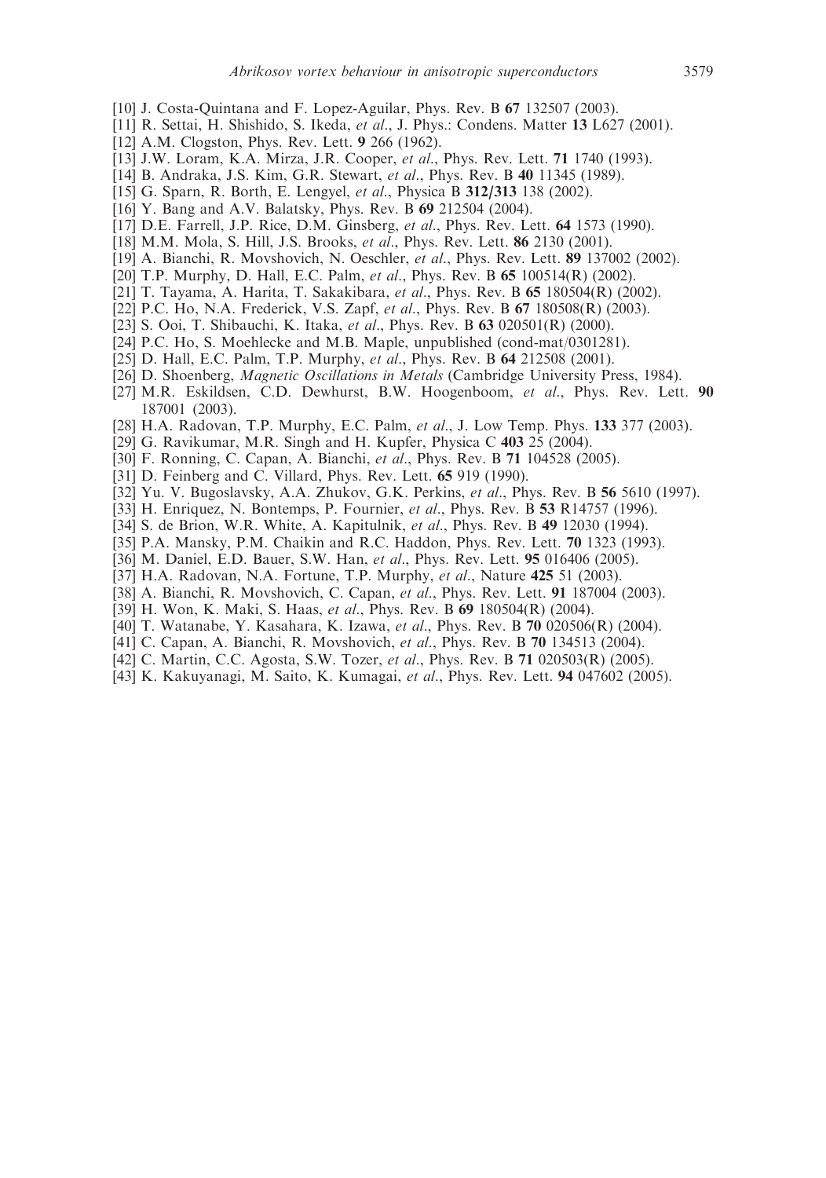[10] J. Costa-Quintana and F. Lopez-Aguilar, Phys. Rev. B **67** 132507 (2003).
[11] R. Settai, H. Shishido, S. Ikeda, *et al*., J. Phys.: Condens. Matter **13** L627 (2001).
[12] A.M. Clogston, Phys. Rev. Lett. **9** 266 (1962).
[13] J.W. Loram, K.A. Mirza, J.R. Cooper, *et al*., Phys. Rev. Lett. **71** 1740 (1993).
[14] B. Andraka, J.S. Kim, G.R. Stewart, *et al*., Phys. Rev. B **40** 11345 (1989).
[15] G. Sparn, R. Borth, E. Lengyel, *et al*., Physica B **312/313** 138 (2002).
[16] Y. Bang and A.V. Balatsky, Phys. Rev. B **69** 212504 (2004).
[17] D.E. Farrell, J.P. Rice, D.M. Ginsberg, *et al*., Phys. Rev. Lett. **64** 1573 (1990).
[18] M.M. Mola, S. Hill, J.S. Brooks, *et al*., Phys. Rev. Lett. **86** 2130 (2001).
[19] A. Bianchi, R. Movshovich, N. Oeschler, *et al*., Phys. Rev. Lett. **89** 137002 (2002).
[20] T.P. Murphy, D. Hall, E.C. Palm, *et al*., Phys. Rev. B **65** 100514(R) (2002).
[21] T. Tayama, A. Harita, T. Sakakibara, *et al*., Phys. Rev. B **65** 180504(R) (2002).
[22] P.C. Ho, N.A. Frederick, V.S. Zapf, *et al*., Phys. Rev. B **67** 180508(R) (2003).
[23] S. Ooi, T. Shibauchi, K. Itaka, *et al*., Phys. Rev. B **63** 020501(R) (2000).
[24] P.C. Ho, S. Moehlecke and M.B. Maple, unpublished (cond-mat/0301281).
[25] D. Hall, E.C. Palm, T.P. Murphy, *et al*., Phys. Rev. B **64** 212508 (2001).
[26] D. Shoenberg, *Magnetic Oscillations in Metals* (Cambridge University Press, 1984).
[27] M.R. Eskildsen, C.D. Dewhurst, B.W. Hoogenboom, *et al*., Phys. Rev. Lett. **90** 187001 (2003).
[28] H.A. Radovan, T.P. Murphy, E.C. Palm, *et al*., J. Low Temp. Phys. **133** 377 (2003).
[29] G. Ravikumar, M.R. Singh and H. Kupfer, Physica C **403** 25 (2004).
[30] F. Ronning, C. Capan, A. Bianchi, *et al*., Phys. Rev. B **71** 104528 (2005).
[31] D. Feinberg and C. Villard, Phys. Rev. Lett. **65** 919 (1990).
[32] Yu. V. Bugoslavsky, A.A. Zhukov, G.K. Perkins, *et al*., Phys. Rev. B **56** 5610 (1997).
[33] H. Enriquez, N. Bontemps, P. Fournier, *et al*., Phys. Rev. B **53** R14757 (1996).
[34] S. de Brion, W.R. White, A. Kapitulnik, *et al*., Phys. Rev. B **49** 12030 (1994).
[35] P.A. Mansky, P.M. Chaikin and R.C. Haddon, Phys. Rev. Lett. **70** 1323 (1993).
[36] M. Daniel, E.D. Bauer, S.W. Han, *et al*., Phys. Rev. Lett. **95** 016406 (2005).
[37] H.A. Radovan, N.A. Fortune, T.P. Murphy, *et al*., Nature **425** 51 (2003).
[38] A. Bianchi, R. Movshovich, C. Capan, *et al*., Phys. Rev. Lett. **91** 187004 (2003).
[39] H. Won, K. Maki, S. Haas, *et al*., Phys. Rev. B **69** 180504(R) (2004).
[40] T. Watanabe, Y. Kasahara, K. Izawa, *et al*., Phys. Rev. B **70** 020506(R) (2004).
[41] C. Capan, A. Bianchi, R. Movshovich, *et al*., Phys. Rev. B **70** 134513 (2004).
[42] C. Martin, C.C. Agosta, S.W. Tozer, *et al*., Phys. Rev. B **71** 020503(R) (2005).
[43] K. Kakuyanagi, M. Saito, K. Kumagai, *et al*., Phys. Rev. Lett. **94** 047602 (2005).